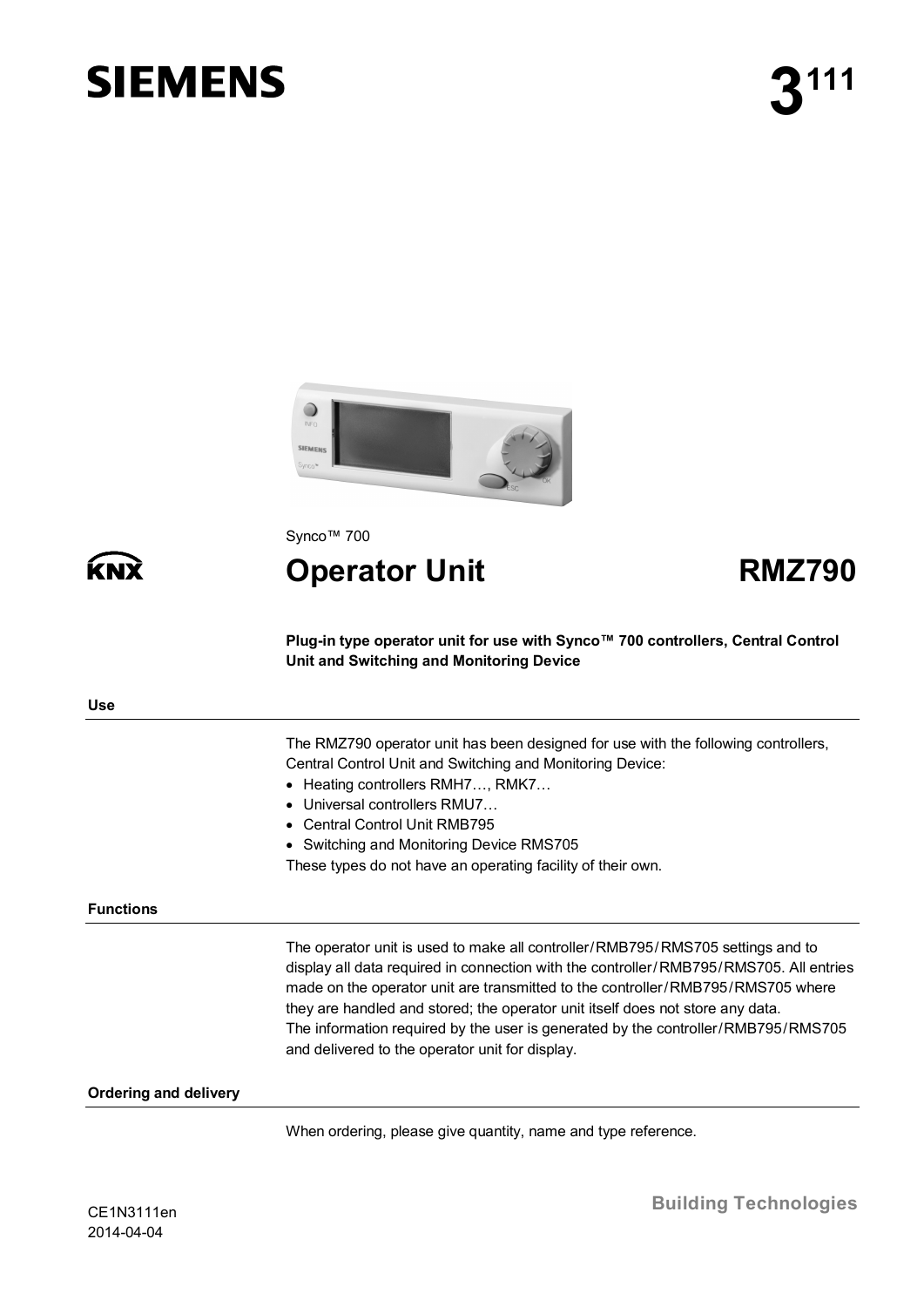SIEMENS

# 3[111]

Synco™ 700

# Operator Unit RMZ790

KNX

**Plug-in type operator unit for use with Synco™ 700 controllers, Central Control Unit and Switching and Monitoring Device**

## Use

The RMZ790 operator unit has been designed for use with the following controllers, Central Control Unit and Switching and Monitoring Device:

- Heating controllers RMH7…, RMK7…
- Universal controllers RMU7…
- Central Control Unit RMB795
- Switching and Monitoring Device RMS705

These types do not have an operating facility of their own.

## Functions

The operator unit is used to make all controller/RMB795/RMS705 settings and to display all data required in connection with the controller/RMB795/RMS705. All entries made on the operator unit are transmitted to the controller/RMB795/RMS705 where they are handled and stored; the operator unit itself does not store any data.
The information required by the user is generated by the controller/RMB795/RMS705 and delivered to the operator unit for display.

## Ordering and delivery

When ordering, please give quantity, name and type reference.

CE1N3111en
2014-04-04

Building Technologies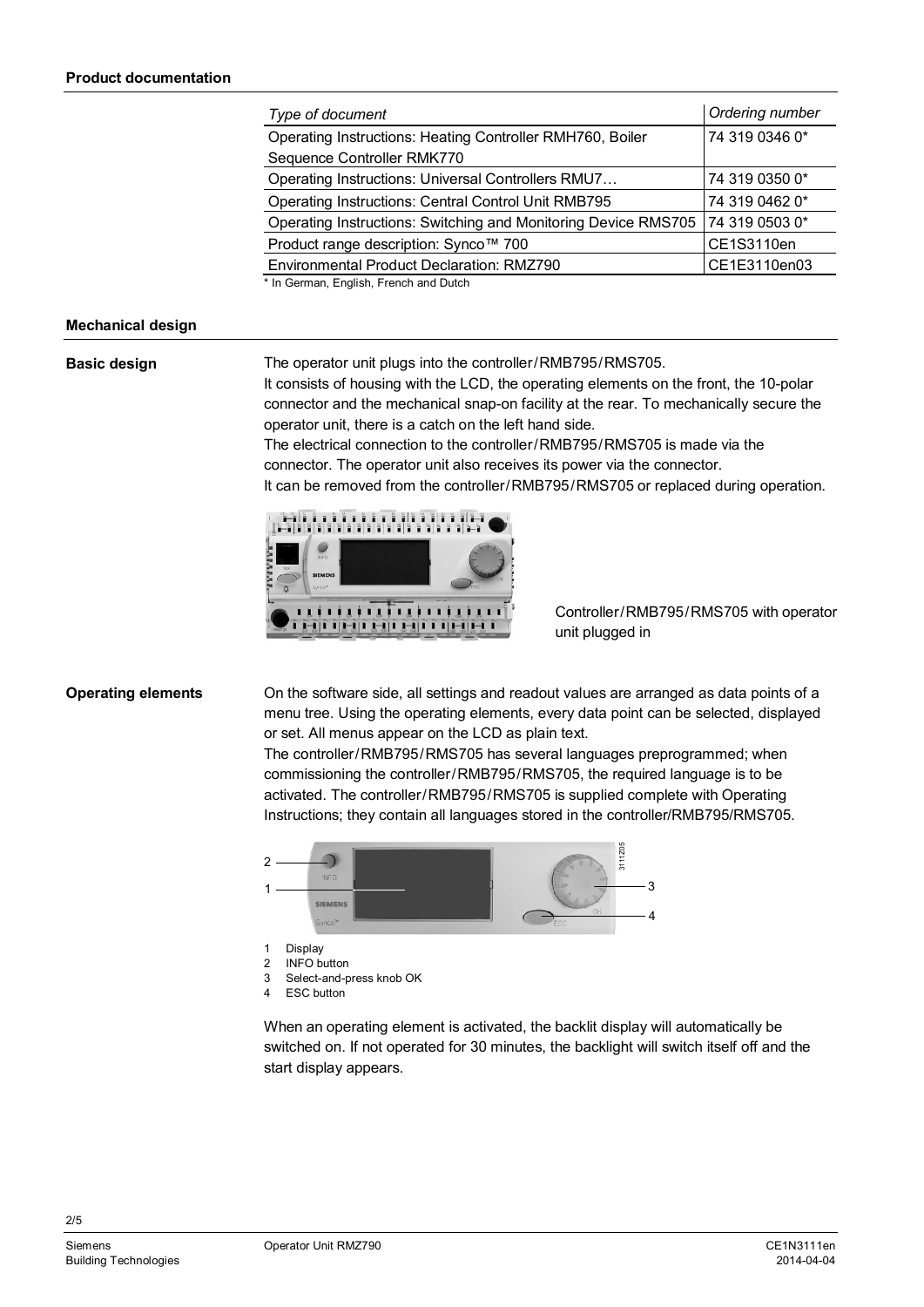## Product documentation

| *Type of document* | *Ordering number* |
|---|---|
| Operating Instructions: Heating Controller RMH760, Boiler Sequence Controller RMK770 | 74 319 0346 0* |
| Operating Instructions: Universal Controllers RMU7… | 74 319 0350 0* |
| Operating Instructions: Central Control Unit RMB795 | 74 319 0462 0* |
| Operating Instructions: Switching and Monitoring Device RMS705 | 74 319 0503 0* |
| Product range description: Synco™ 700 | CE1S3110en |
| Environmental Product Declaration: RMZ790 | CE1E3110en03 |

* In German, English, French and Dutch

## Mechanical design

### Basic design

The operator unit plugs into the controller/RMB795/RMS705.
It consists of housing with the LCD, the operating elements on the front, the 10-polar connector and the mechanical snap-on facility at the rear. To mechanically secure the operator unit, there is a catch on the left hand side.
The electrical connection to the controller/RMB795/RMS705 is made via the connector. The operator unit also receives its power via the connector.
It can be removed from the controller/RMB795/RMS705 or replaced during operation.

Controller/RMB795/RMS705 with operator unit plugged in

### Operating elements

On the software side, all settings and readout values are arranged as data points of a menu tree. Using the operating elements, every data point can be selected, displayed or set. All menus appear on the LCD as plain text.
The controller/RMB795/RMS705 has several languages preprogrammed; when commissioning the controller/RMB795/RMS705, the required language is to be activated. The controller/RMB795/RMS705 is supplied complete with Operating Instructions; they contain all languages stored in the controller/RMB795/RMS705.

1 Display
2 INFO button
3 Select-and-press knob OK
4 ESC button

When an operating element is activated, the backlit display will automatically be switched on. If not operated for 30 minutes, the backlight will switch itself off and the start display appears.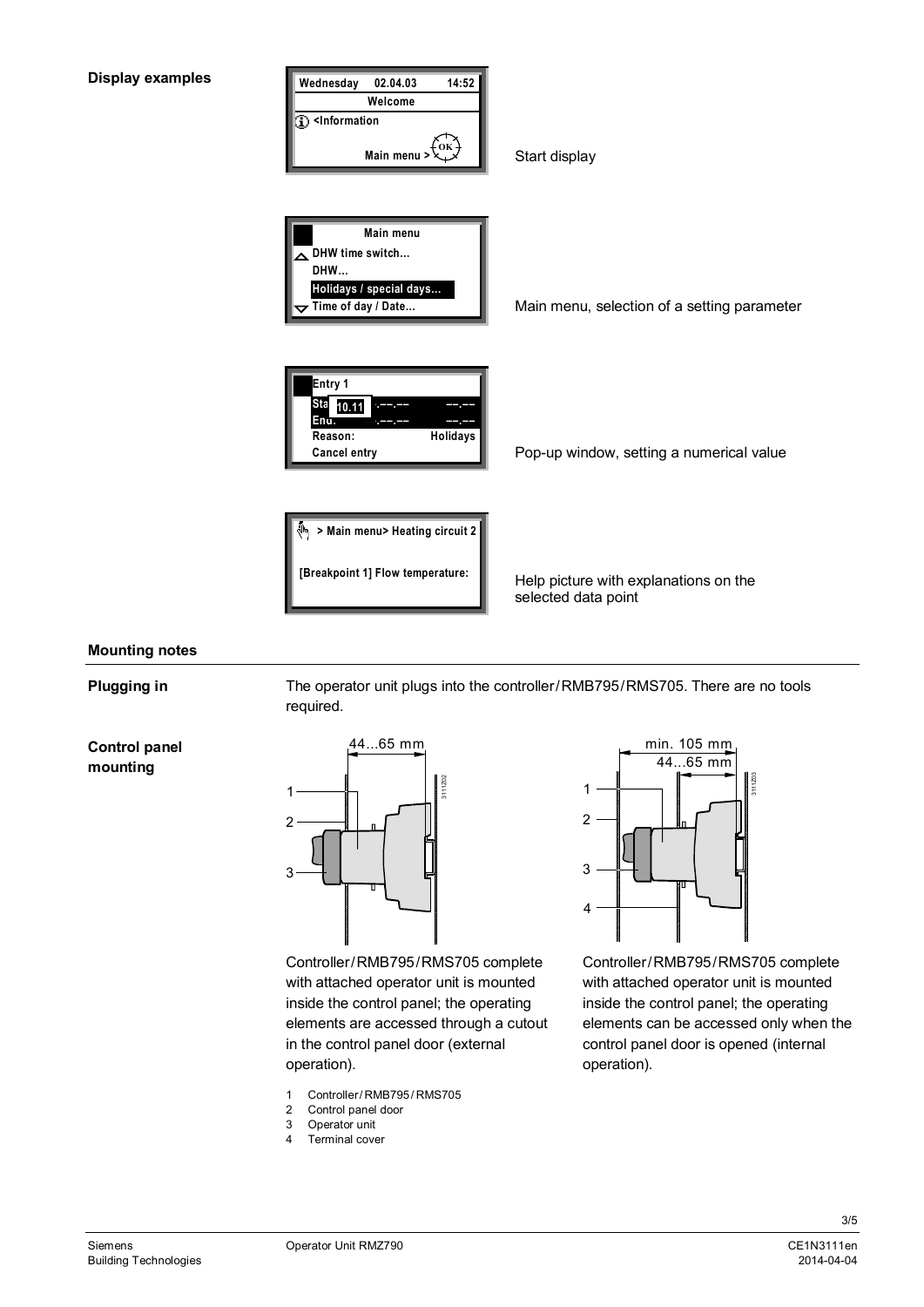**Display examples**

Start display

Main menu, selection of a setting parameter

Pop-up window, setting a numerical value

Help picture with explanations on the selected data point

## Mounting notes

**Plugging in**

The operator unit plugs into the controller/RMB795/RMS705. There are no tools required.

**Control panel mounting**

Controller/RMB795/RMS705 complete with attached operator unit is mounted inside the control panel; the operating elements are accessed through a cutout in the control panel door (external operation).

Controller/RMB795/RMS705 complete with attached operator unit is mounted inside the control panel; the operating elements can be accessed only when the control panel door is opened (internal operation).

1. Controller/RMB795/RMS705
2. Control panel door
3. Operator unit
4. Terminal cover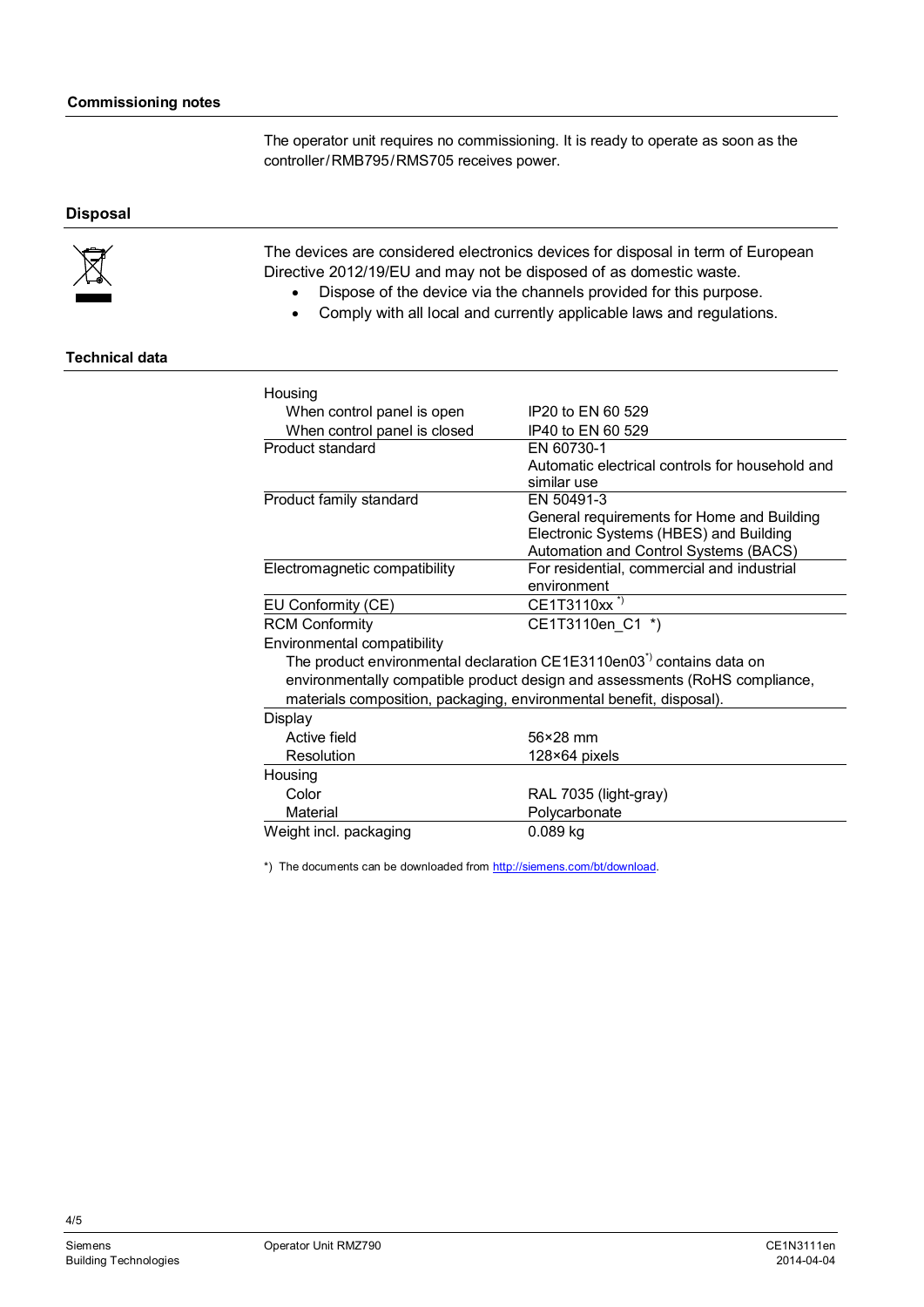## Commissioning notes

The operator unit requires no commissioning. It is ready to operate as soon as the controller/RMB795/RMS705 receives power.

## Disposal

The devices are considered electronics devices for disposal in term of European Directive 2012/19/EU and may not be disposed of as domestic waste.

- Dispose of the device via the channels provided for this purpose.
- Comply with all local and currently applicable laws and regulations.

## Technical data

| | |
|---|---|
| Housing | |
| When control panel is open | IP20 to EN 60 529 |
| When control panel is closed | IP40 to EN 60 529 |
| Product standard | EN 60730-1<br>Automatic electrical controls for household and similar use |
| Product family standard | EN 50491-3<br>General requirements for Home and Building Electronic Systems (HBES) and Building Automation and Control Systems (BACS) |
| Electromagnetic compatibility | For residential, commercial and industrial environment |
| EU Conformity (CE) | CE1T3110xx *) |
| RCM Conformity | CE1T3110en_C1 *) |
| Environmental compatibility | |
| The product environmental declaration CE1E3110en03*) contains data on environmentally compatible product design and assessments (RoHS compliance, materials composition, packaging, environmental benefit, disposal). | |
| Display | |
| Active field | 56×28 mm |
| Resolution | 128×64 pixels |
| Housing | |
| Color | RAL 7035 (light-gray) |
| Material | Polycarbonate |
| Weight incl. packaging | 0.089 kg |

*) The documents can be downloaded from http://siemens.com/bt/download.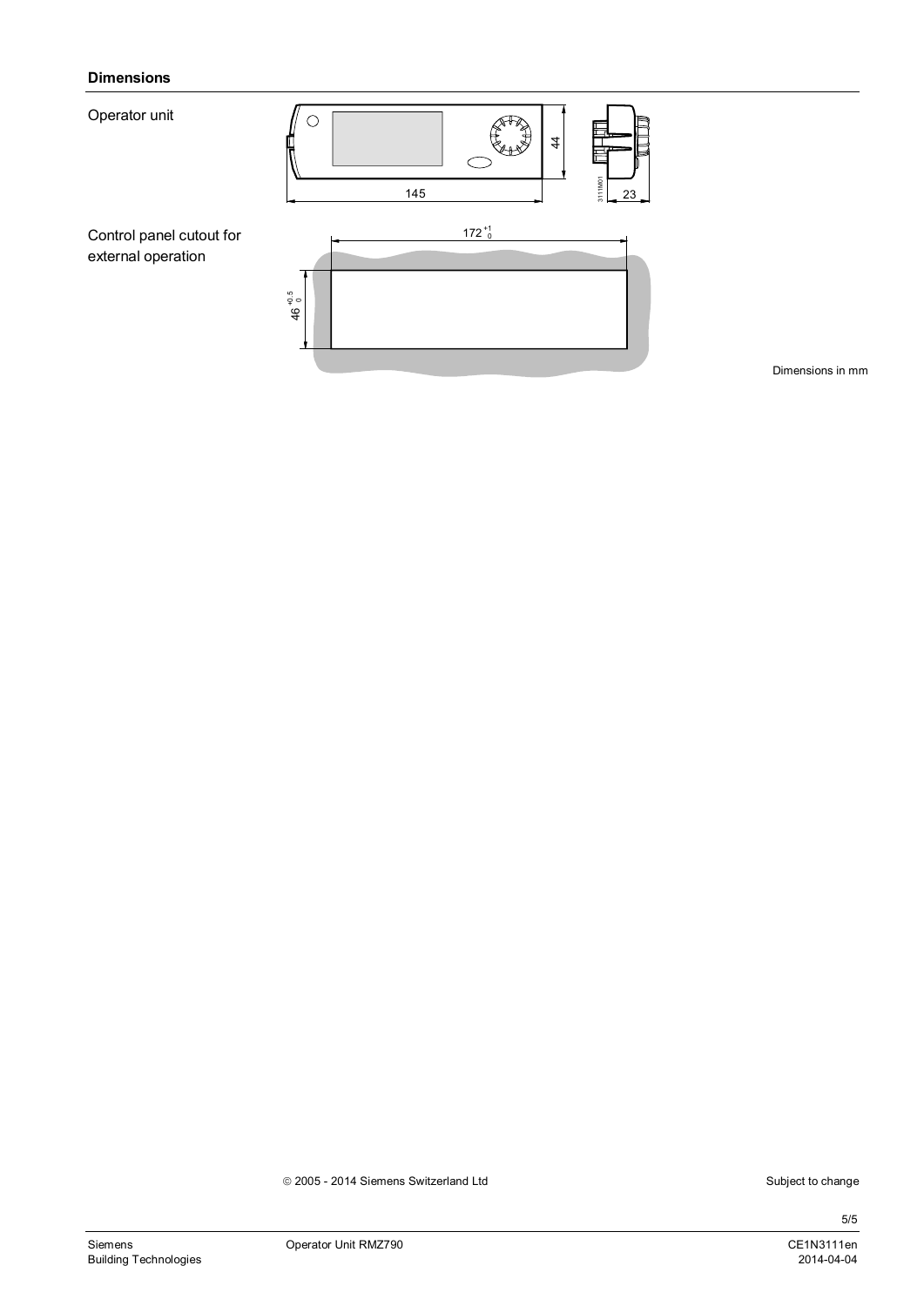## Dimensions

Operator unit

145

44

23

3111M01

Control panel cutout for external operation

$172^{+1}_{0}$

$46^{+0.5}_{0}$

Dimensions in mm

© 2005 - 2014 Siemens Switzerland Ltd

Subject to change